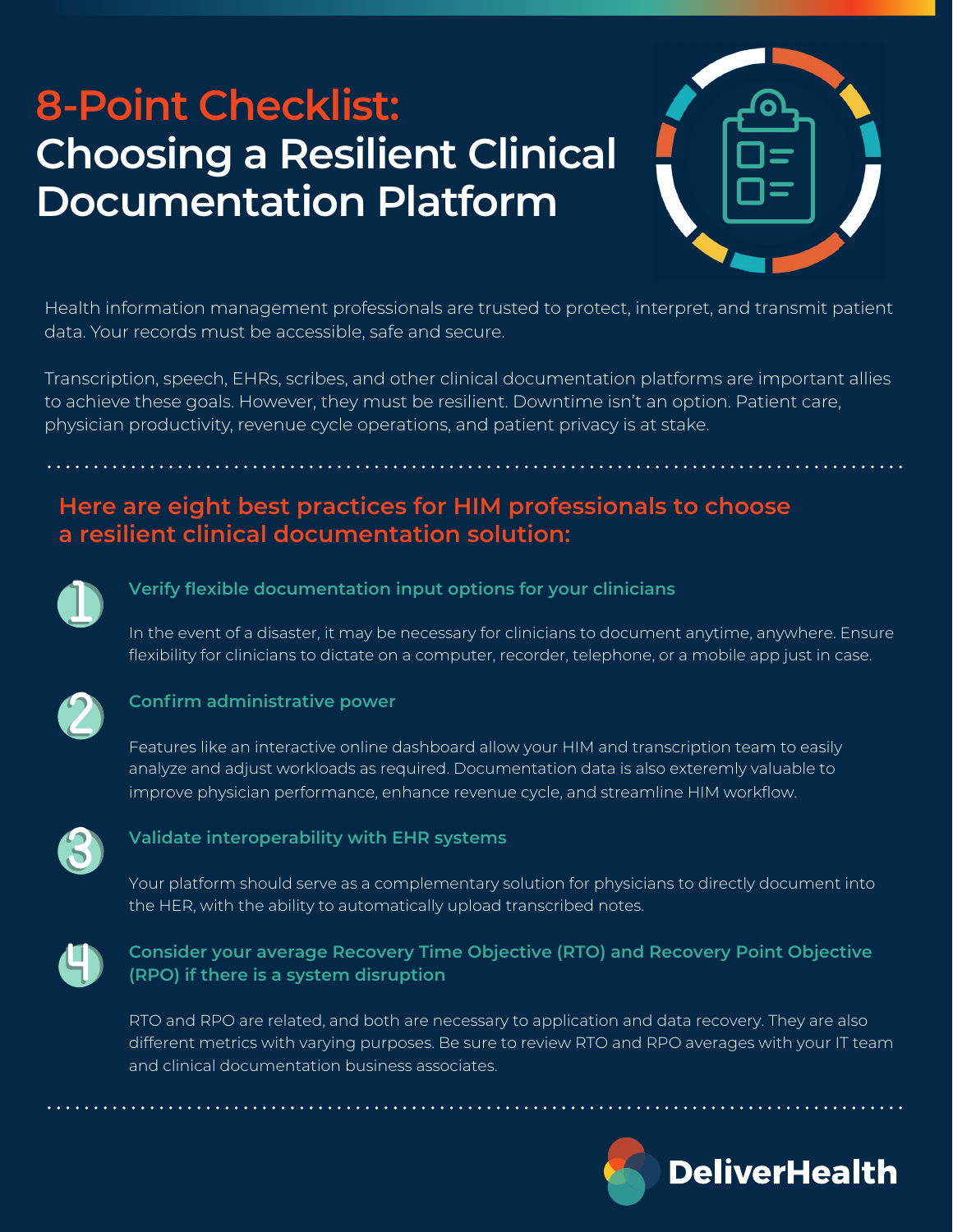# 8-Point Checklist: Choosing a Resilient Clinical Documentation Platform

Health information management professionals are trusted to protect, interpret, and transmit patient data. Your records must be accessible, safe and secure.

Transcription, speech, EHRs, scribes, and other clinical documentation platforms are important allies to achieve these goals. However, they must be resilient. Downtime isn't an option. Patient care, physician productivity, revenue cycle operations, and patient privacy is at stake.

## Here are eight best practices for HIM professionals to choose a resilient clinical documentation solution:

### 1 Verify flexible documentation input options for your clinicians

In the event of a disaster, it may be necessary for clinicians to document anytime, anywhere. Ensure flexibility for clinicians to dictate on a computer, recorder, telephone, or a mobile app just in case.

### 2 Confirm administrative power

Features like an interactive online dashboard allow your HIM and transcription team to easily analyze and adjust workloads as required. Documentation data is also exteremly valuable to improve physician performance, enhance revenue cycle, and streamline HIM workflow.

### 3 Validate interoperability with EHR systems

Your platform should serve as a complementary solution for physicians to directly document into the HER, with the ability to automatically upload transcribed notes.

### 4 Consider your average Recovery Time Objective (RTO) and Recovery Point Objective (RPO) if there is a system disruption

RTO and RPO are related, and both are necessary to application and data recovery. They are also different metrics with varying purposes. Be sure to review RTO and RPO averages with your IT team and clinical documentation business associates.

DeliverHealth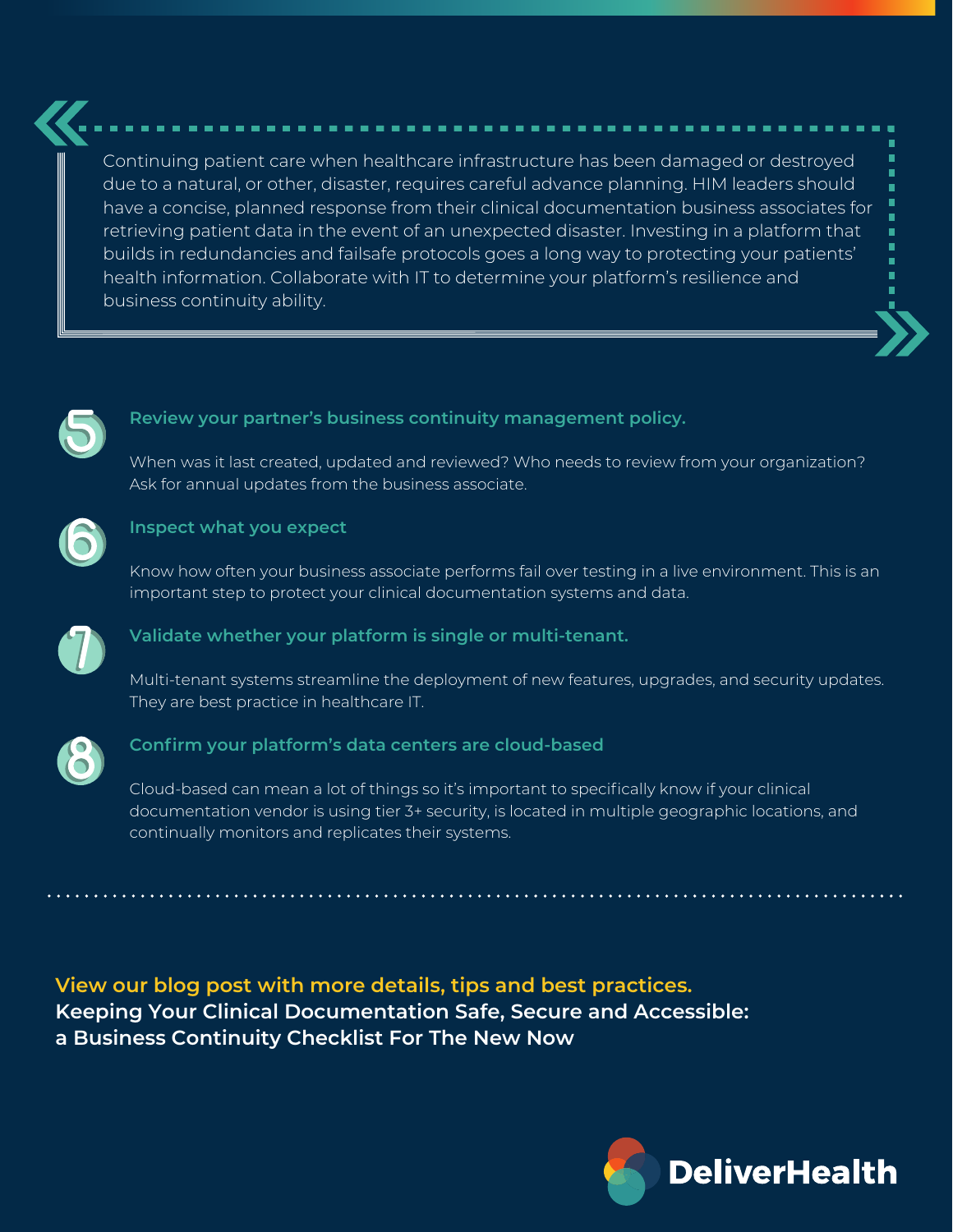Continuing patient care when healthcare infrastructure has been damaged or destroyed due to a natural, or other, disaster, requires careful advance planning. HIM leaders should have a concise, planned response from their clinical documentation business associates for retrieving patient data in the event of an unexpected disaster. Investing in a platform that builds in redundancies and failsafe protocols goes a long way to protecting your patients' health information. Collaborate with IT to determine your platform's resilience and business continuity ability.

### 5 Review your partner's business continuity management policy.

When was it last created, updated and reviewed? Who needs to review from your organization? Ask for annual updates from the business associate.

### 6 Inspect what you expect

Know how often your business associate performs fail over testing in a live environment. This is an important step to protect your clinical documentation systems and data.

### 7 Validate whether your platform is single or multi-tenant.

Multi-tenant systems streamline the deployment of new features, upgrades, and security updates. They are best practice in healthcare IT.

### 8 Confirm your platform's data centers are cloud-based

Cloud-based can mean a lot of things so it's important to specifically know if your clinical documentation vendor is using tier 3+ security, is located in multiple geographic locations, and continually monitors and replicates their systems.

---

**View our blog post with more details, tips and best practices.**
**Keeping Your Clinical Documentation Safe, Secure and Accessible: a Business Continuity Checklist For The New Now**

DeliverHealth